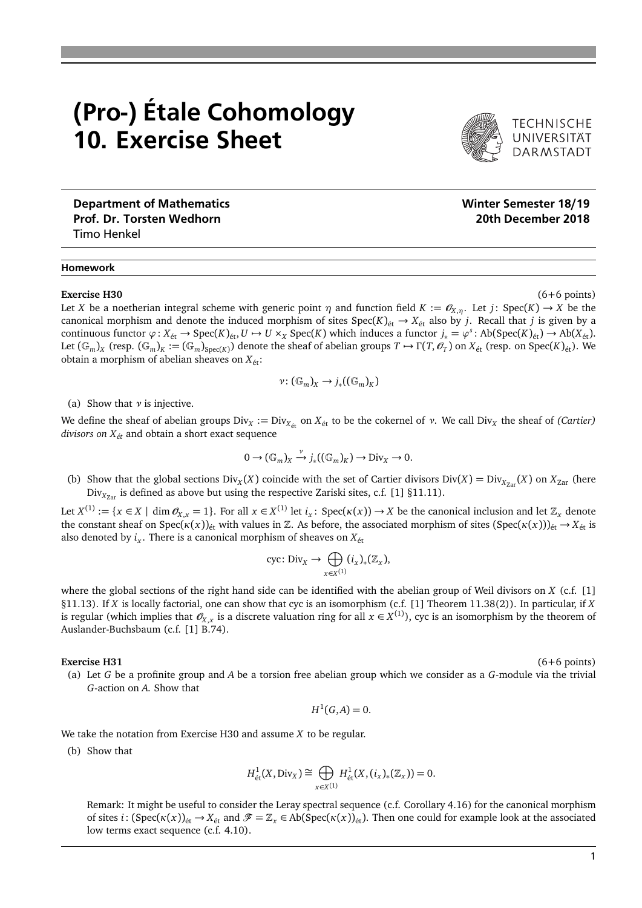# (Pro-) Étale Cohomology
# 10. Exercise Sheet

TECHNISCHE UNIVERSITÄT DARMSTADT

**Department of Mathematics**
**Prof. Dr. Torsten Wedhorn**
Timo Henkel

**Winter Semester 18/19**
**20th December 2018**

## Homework

**Exercise H30** (6+6 points)

Let $X$ be a noetherian integral scheme with generic point $\eta$ and function field $K := \mathcal{O}_{X,\eta}$. Let $j\colon \operatorname{Spec}(K) \to X$ be the canonical morphism and denote the induced morphism of sites $\operatorname{Spec}(K)_{\text{ét}} \to X_{\text{ét}}$ also by $j$. Recall that $j$ is given by a continuous functor $\varphi\colon X_{\text{ét}} \to \operatorname{Spec}(K)_{\text{ét}}, U \mapsto U \times_X \operatorname{Spec}(K)$ which induces a functor $j_* = \varphi^s\colon \operatorname{Ab}(\operatorname{Spec}(K)_{\text{ét}}) \to \operatorname{Ab}(X_{\text{ét}})$. Let $(\mathbb{G}_m)_X$ (resp. $(\mathbb{G}_m)_K := (\mathbb{G}_m)_{\operatorname{Spec}(K)}$) denote the sheaf of abelian groups $T \mapsto \Gamma(T, \mathcal{O}_T)$ on $X_{\text{ét}}$ (resp. on $\operatorname{Spec}(K)_{\text{ét}}$). We obtain a morphism of abelian sheaves on $X_{\text{ét}}$:

$$\nu\colon (\mathbb{G}_m)_X \to j_*((\mathbb{G}_m)_K)$$

(a) Show that $\nu$ is injective.

We define the sheaf of abelian groups $\operatorname{Div}_X := \operatorname{Div}_{X_{\text{ét}}}$ on $X_{\text{ét}}$ to be the cokernel of $\nu$. We call $\operatorname{Div}_X$ the sheaf of *(Cartier) divisors on $X_{\text{ét}}$* and obtain a short exact sequence

$$0 \to (\mathbb{G}_m)_X \xrightarrow{\nu} j_*((\mathbb{G}_m)_K) \to \operatorname{Div}_X \to 0.$$

(b) Show that the global sections $\operatorname{Div}_X(X)$ coincide with the set of Cartier divisors $\operatorname{Div}(X) = \operatorname{Div}_{X_{\text{Zar}}}(X)$ on $X_{\text{Zar}}$ (here $\operatorname{Div}_{X_{\text{Zar}}}$ is defined as above but using the respective Zariski sites, c.f. [1] §11.11).

Let $X^{(1)} := \{x \in X \mid \dim \mathcal{O}_{X,x} = 1\}$. For all $x \in X^{(1)}$ let $i_x\colon \operatorname{Spec}(\kappa(x)) \to X$ be the canonical inclusion and let $\mathbb{Z}_x$ denote the constant sheaf on $\operatorname{Spec}(\kappa(x))_{\text{ét}}$ with values in $\mathbb{Z}$. As before, the associated morphism of sites $(\operatorname{Spec}(\kappa(x)))_{\text{ét}} \to X_{\text{ét}}$ is also denoted by $i_x$. There is a canonical morphism of sheaves on $X_{\text{ét}}$

$$\operatorname{cyc}\colon \operatorname{Div}_X \to \bigoplus_{x \in X^{(1)}} (i_x)_*(\mathbb{Z}_x),$$

where the global sections of the right hand side can be identified with the abelian group of Weil divisors on $X$ (c.f. [1] §11.13). If $X$ is locally factorial, one can show that cyc is an isomorphism (c.f. [1] Theorem 11.38(2)). In particular, if $X$ is regular (which implies that $\mathcal{O}_{X,x}$ is a discrete valuation ring for all $x \in X^{(1)}$), cyc is an isomorphism by the theorem of Auslander-Buchsbaum (c.f. [1] B.74).

**Exercise H31** (6+6 points)

(a) Let $G$ be a profinite group and $A$ be a torsion free abelian group which we consider as a $G$-module via the trivial $G$-action on $A$. Show that

$$H^1(G, A) = 0.$$

We take the notation from Exercise H30 and assume $X$ to be regular.

(b) Show that

$$H^1_{\text{ét}}(X, \operatorname{Div}_X) \cong \bigoplus_{x \in X^{(1)}} H^1_{\text{ét}}(X, (i_x)_*(\mathbb{Z}_x)) = 0.$$

Remark: It might be useful to consider the Leray spectral sequence (c.f. Corollary 4.16) for the canonical morphism of sites $i\colon (\operatorname{Spec}(\kappa(x))_{\text{ét}} \to X_{\text{ét}}$ and $\mathcal{F} = \mathbb{Z}_x \in \operatorname{Ab}(\operatorname{Spec}(\kappa(x))_{\text{ét}})$. Then one could for example look at the associated low terms exact sequence (c.f. 4.10).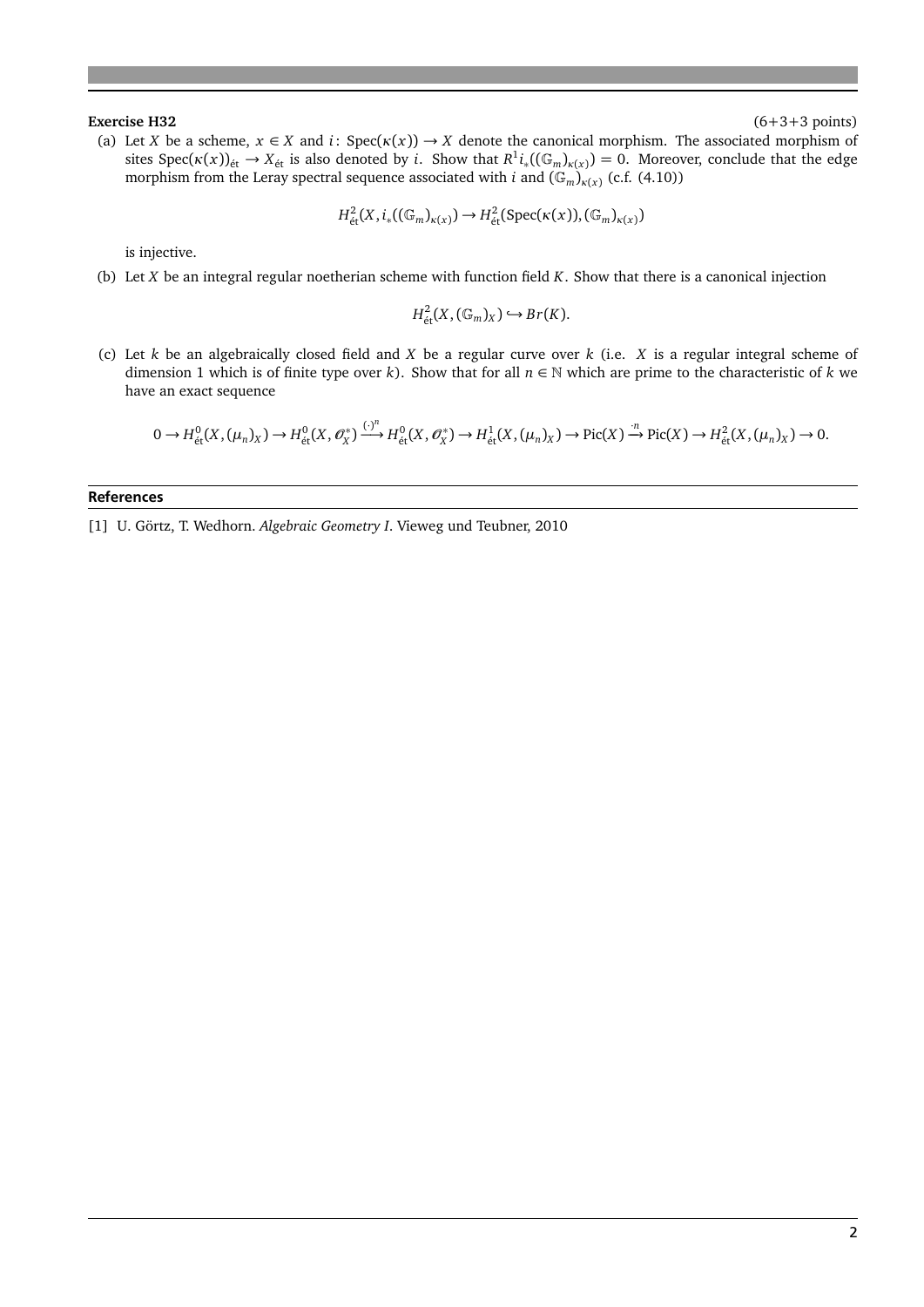**Exercise H32** (6+3+3 points)

(a) Let $X$ be a scheme, $x \in X$ and $i\colon \operatorname{Spec}(\kappa(x)) \to X$ denote the canonical morphism. The associated morphism of sites $\operatorname{Spec}(\kappa(x))_{\text{ét}} \to X_{\text{ét}}$ is also denoted by $i$. Show that $R^1 i_*((\mathbb{G}_m)_{\kappa(x)}) = 0$. Moreover, conclude that the edge morphism from the Leray spectral sequence associated with $i$ and $(\mathbb{G}_m)_{\kappa(x)}$ (c.f. (4.10))

$$H^2_{\text{ét}}(X, i_*((\mathbb{G}_m)_{\kappa(x)}) \to H^2_{\text{ét}}(\operatorname{Spec}(\kappa(x)), (\mathbb{G}_m)_{\kappa(x)})$$

is injective.

(b) Let $X$ be an integral regular noetherian scheme with function field $K$. Show that there is a canonical injection

$$H^2_{\text{ét}}(X, (\mathbb{G}_m)_X) \hookrightarrow Br(K).$$

(c) Let $k$ be an algebraically closed field and $X$ be a regular curve over $k$ (i.e. $X$ is a regular integral scheme of dimension 1 which is of finite type over $k$). Show that for all $n \in \mathbb{N}$ which are prime to the characteristic of $k$ we have an exact sequence

$$0 \to H^0_{\text{ét}}(X, (\mu_n)_X) \to H^0_{\text{ét}}(X, \mathcal{O}_X^*) \xrightarrow{(\cdot)^n} H^0_{\text{ét}}(X, \mathcal{O}_X^*) \to H^1_{\text{ét}}(X, (\mu_n)_X) \to \operatorname{Pic}(X) \xrightarrow{\cdot n} \operatorname{Pic}(X) \to H^2_{\text{ét}}(X, (\mu_n)_X) \to 0.$$

## References

[1] U. Görtz, T. Wedhorn. *Algebraic Geometry I*. Vieweg und Teubner, 2010